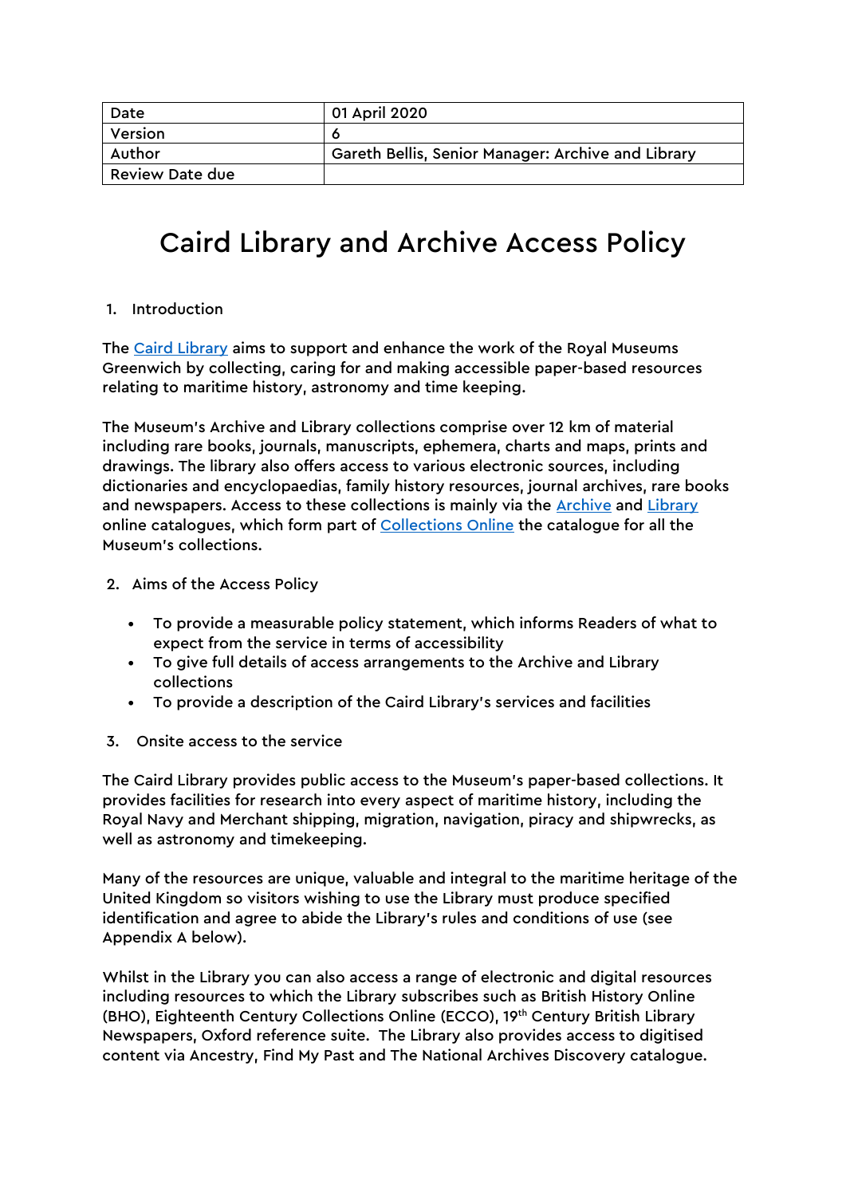| Date | 01 April 2020 |
| --- | --- |
| Version | 6 |
| Author | Gareth Bellis, Senior Manager: Archive and Library |
| Review Date due | |

# Caird Library and Archive Access Policy

## 1. Introduction

The Caird Library aims to support and enhance the work of the Royal Museums Greenwich by collecting, caring for and making accessible paper-based resources relating to maritime history, astronomy and time keeping.

The Museum's Archive and Library collections comprise over 12 km of material including rare books, journals, manuscripts, ephemera, charts and maps, prints and drawings. The library also offers access to various electronic sources, including dictionaries and encyclopaedias, family history resources, journal archives, rare books and newspapers. Access to these collections is mainly via the Archive and Library online catalogues, which form part of Collections Online the catalogue for all the Museum's collections.

## 2. Aims of the Access Policy

- To provide a measurable policy statement, which informs Readers of what to expect from the service in terms of accessibility
- To give full details of access arrangements to the Archive and Library collections
- To provide a description of the Caird Library's services and facilities

## 3. Onsite access to the service

The Caird Library provides public access to the Museum's paper-based collections. It provides facilities for research into every aspect of maritime history, including the Royal Navy and Merchant shipping, migration, navigation, piracy and shipwrecks, as well as astronomy and timekeeping.

Many of the resources are unique, valuable and integral to the maritime heritage of the United Kingdom so visitors wishing to use the Library must produce specified identification and agree to abide the Library's rules and conditions of use (see Appendix A below).

Whilst in the Library you can also access a range of electronic and digital resources including resources to which the Library subscribes such as British History Online (BHO), Eighteenth Century Collections Online (ECCO), 19th Century British Library Newspapers, Oxford reference suite. The Library also provides access to digitised content via Ancestry, Find My Past and The National Archives Discovery catalogue.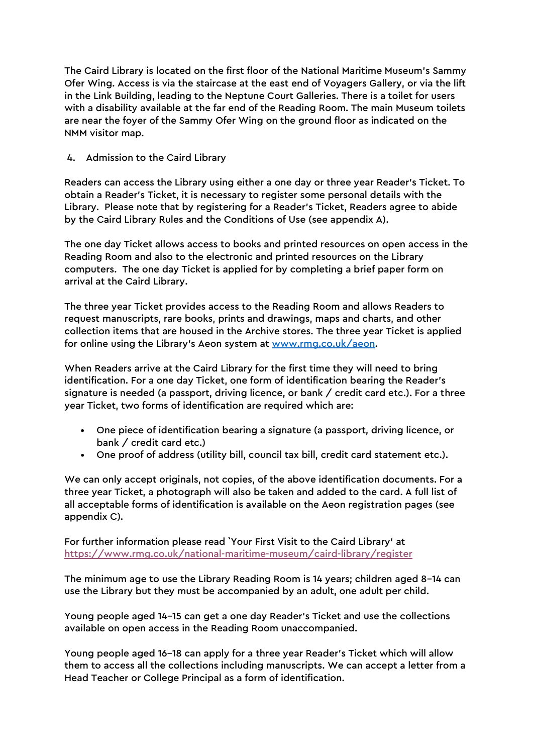The Caird Library is located on the first floor of the National Maritime Museum's Sammy Ofer Wing. Access is via the staircase at the east end of Voyagers Gallery, or via the lift in the Link Building, leading to the Neptune Court Galleries. There is a toilet for users with a disability available at the far end of the Reading Room. The main Museum toilets are near the foyer of the Sammy Ofer Wing on the ground floor as indicated on the NMM visitor map.

4. Admission to the Caird Library

Readers can access the Library using either a one day or three year Reader's Ticket. To obtain a Reader's Ticket, it is necessary to register some personal details with the Library. Please note that by registering for a Reader's Ticket, Readers agree to abide by the Caird Library Rules and the Conditions of Use (see appendix A).

The one day Ticket allows access to books and printed resources on open access in the Reading Room and also to the electronic and printed resources on the Library computers. The one day Ticket is applied for by completing a brief paper form on arrival at the Caird Library.

The three year Ticket provides access to the Reading Room and allows Readers to request manuscripts, rare books, prints and drawings, maps and charts, and other collection items that are housed in the Archive stores. The three year Ticket is applied for online using the Library's Aeon system at [www.rmg.co.uk/aeon](www.rmg.co.uk/aeon).

When Readers arrive at the Caird Library for the first time they will need to bring identification. For a one day Ticket, one form of identification bearing the Reader's signature is needed (a passport, driving licence, or bank / credit card etc.). For a three year Ticket, two forms of identification are required which are:

- One piece of identification bearing a signature (a passport, driving licence, or bank / credit card etc.)
- One proof of address (utility bill, council tax bill, credit card statement etc.).

We can only accept originals, not copies, of the above identification documents. For a three year Ticket, a photograph will also be taken and added to the card. A full list of all acceptable forms of identification is available on the Aeon registration pages (see appendix C).

For further information please read `Your First Visit to the Caird Library' at [https://www.rmg.co.uk/national-maritime-museum/caird-library/register](https://www.rmg.co.uk/national-maritime-museum/caird-library/register)

The minimum age to use the Library Reading Room is 14 years; children aged 8-14 can use the Library but they must be accompanied by an adult, one adult per child.

Young people aged 14-15 can get a one day Reader's Ticket and use the collections available on open access in the Reading Room unaccompanied.

Young people aged 16-18 can apply for a three year Reader's Ticket which will allow them to access all the collections including manuscripts. We can accept a letter from a Head Teacher or College Principal as a form of identification.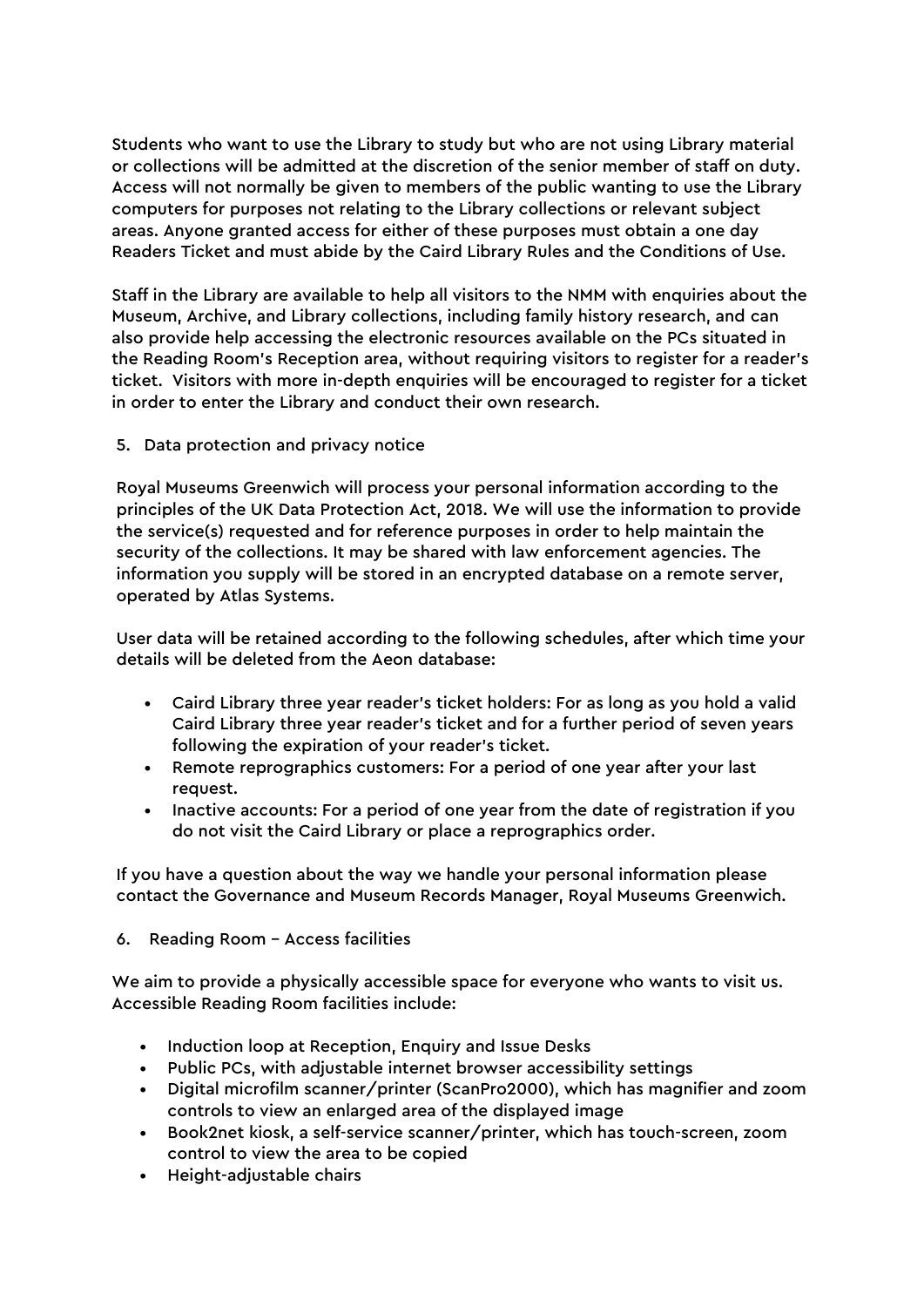Students who want to use the Library to study but who are not using Library material or collections will be admitted at the discretion of the senior member of staff on duty. Access will not normally be given to members of the public wanting to use the Library computers for purposes not relating to the Library collections or relevant subject areas. Anyone granted access for either of these purposes must obtain a one day Readers Ticket and must abide by the Caird Library Rules and the Conditions of Use.

Staff in the Library are available to help all visitors to the NMM with enquiries about the Museum, Archive, and Library collections, including family history research, and can also provide help accessing the electronic resources available on the PCs situated in the Reading Room's Reception area, without requiring visitors to register for a reader's ticket. Visitors with more in-depth enquiries will be encouraged to register for a ticket in order to enter the Library and conduct their own research.

## 5. Data protection and privacy notice

Royal Museums Greenwich will process your personal information according to the principles of the UK Data Protection Act, 2018. We will use the information to provide the service(s) requested and for reference purposes in order to help maintain the security of the collections. It may be shared with law enforcement agencies. The information you supply will be stored in an encrypted database on a remote server, operated by Atlas Systems.

User data will be retained according to the following schedules, after which time your details will be deleted from the Aeon database:

- Caird Library three year reader's ticket holders: For as long as you hold a valid Caird Library three year reader's ticket and for a further period of seven years following the expiration of your reader's ticket.
- Remote reprographics customers: For a period of one year after your last request.
- Inactive accounts: For a period of one year from the date of registration if you do not visit the Caird Library or place a reprographics order.

If you have a question about the way we handle your personal information please contact the Governance and Museum Records Manager, Royal Museums Greenwich.

## 6. Reading Room – Access facilities

We aim to provide a physically accessible space for everyone who wants to visit us. Accessible Reading Room facilities include:

- Induction loop at Reception, Enquiry and Issue Desks
- Public PCs, with adjustable internet browser accessibility settings
- Digital microfilm scanner/printer (ScanPro2000), which has magnifier and zoom controls to view an enlarged area of the displayed image
- Book2net kiosk, a self-service scanner/printer, which has touch-screen, zoom control to view the area to be copied
- Height-adjustable chairs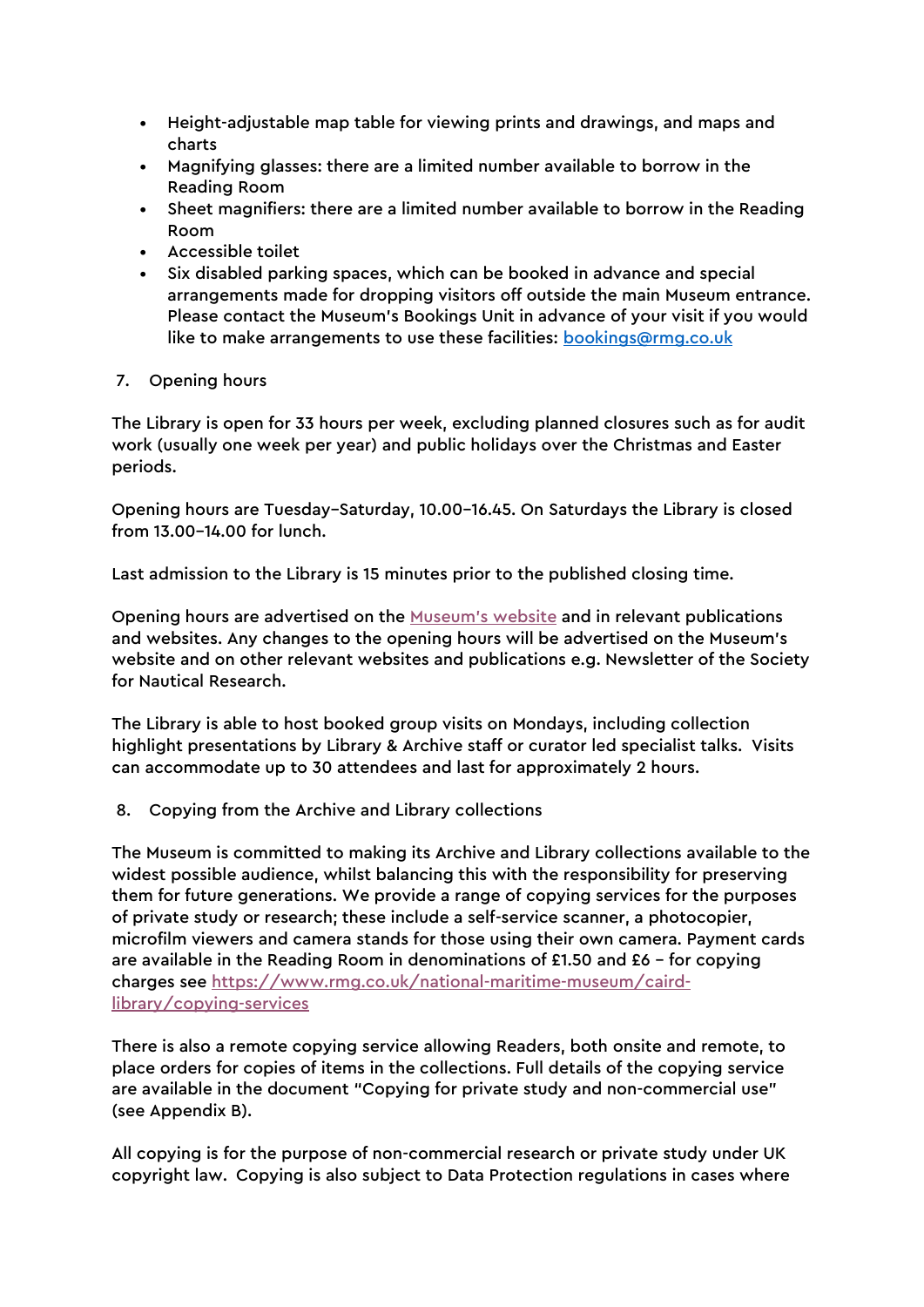- Height-adjustable map table for viewing prints and drawings, and maps and charts
- Magnifying glasses: there are a limited number available to borrow in the Reading Room
- Sheet magnifiers: there are a limited number available to borrow in the Reading Room
- Accessible toilet
- Six disabled parking spaces, which can be booked in advance and special arrangements made for dropping visitors off outside the main Museum entrance. Please contact the Museum's Bookings Unit in advance of your visit if you would like to make arrangements to use these facilities: [bookings@rmg.co.uk](mailto:bookings@rmg.co.uk)

7. Opening hours

The Library is open for 33 hours per week, excluding planned closures such as for audit work (usually one week per year) and public holidays over the Christmas and Easter periods.

Opening hours are Tuesday–Saturday, 10.00–16.45. On Saturdays the Library is closed from 13.00–14.00 for lunch.

Last admission to the Library is 15 minutes prior to the published closing time.

Opening hours are advertised on the [Museum's website]() and in relevant publications and websites. Any changes to the opening hours will be advertised on the Museum's website and on other relevant websites and publications e.g. Newsletter of the Society for Nautical Research.

The Library is able to host booked group visits on Mondays, including collection highlight presentations by Library & Archive staff or curator led specialist talks. Visits can accommodate up to 30 attendees and last for approximately 2 hours.

8. Copying from the Archive and Library collections

The Museum is committed to making its Archive and Library collections available to the widest possible audience, whilst balancing this with the responsibility for preserving them for future generations. We provide a range of copying services for the purposes of private study or research; these include a self-service scanner, a photocopier, microfilm viewers and camera stands for those using their own camera. Payment cards are available in the Reading Room in denominations of £1.50 and £6 – for copying charges see [https://www.rmg.co.uk/national-maritime-museum/caird-library/copying-services](https://www.rmg.co.uk/national-maritime-museum/caird-library/copying-services)

There is also a remote copying service allowing Readers, both onsite and remote, to place orders for copies of items in the collections. Full details of the copying service are available in the document "Copying for private study and non-commercial use" (see Appendix B).

All copying is for the purpose of non-commercial research or private study under UK copyright law. Copying is also subject to Data Protection regulations in cases where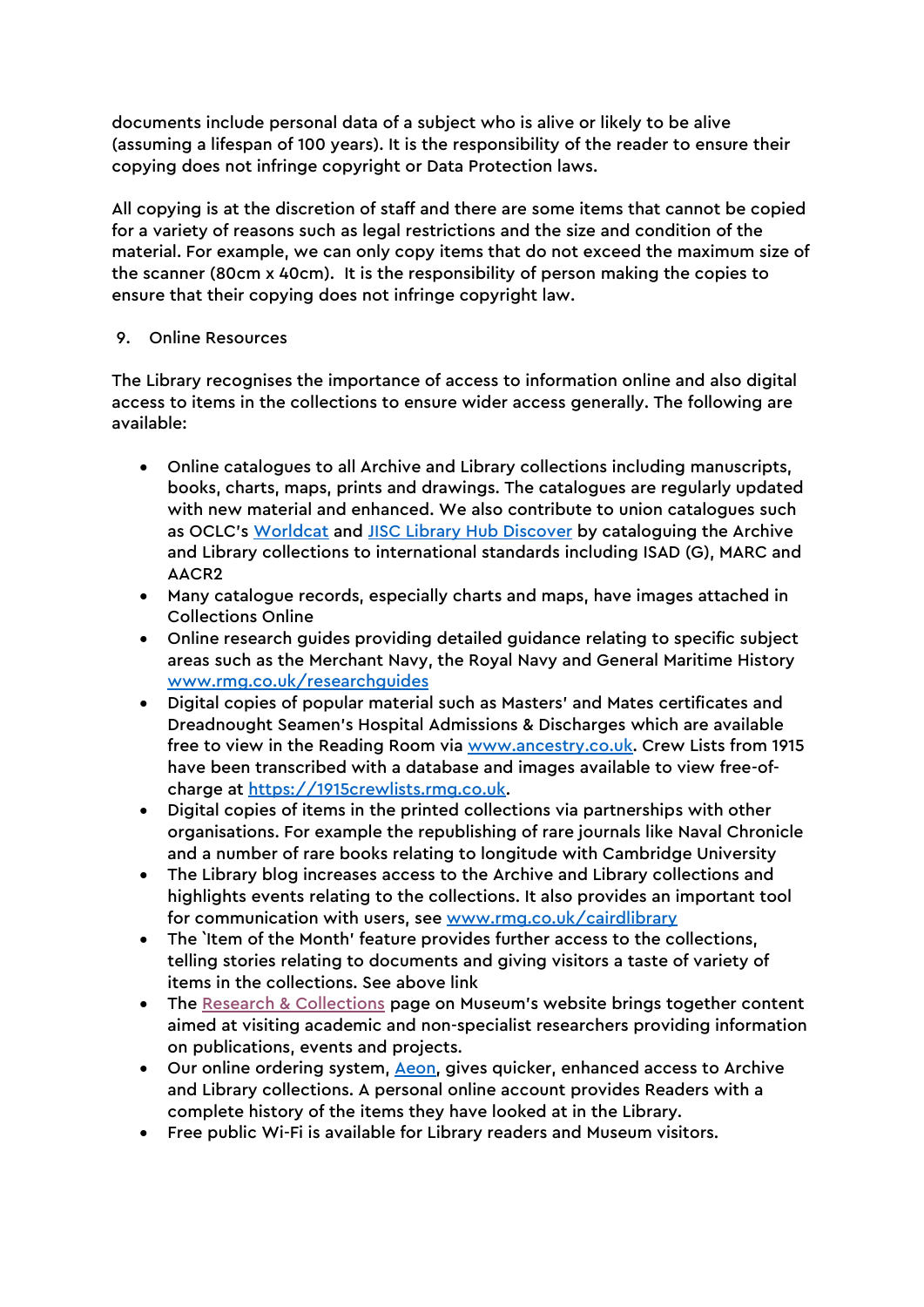documents include personal data of a subject who is alive or likely to be alive (assuming a lifespan of 100 years). It is the responsibility of the reader to ensure their copying does not infringe copyright or Data Protection laws.

All copying is at the discretion of staff and there are some items that cannot be copied for a variety of reasons such as legal restrictions and the size and condition of the material. For example, we can only copy items that do not exceed the maximum size of the scanner (80cm x 40cm). It is the responsibility of person making the copies to ensure that their copying does not infringe copyright law.

9. Online Resources

The Library recognises the importance of access to information online and also digital access to items in the collections to ensure wider access generally. The following are available:

- Online catalogues to all Archive and Library collections including manuscripts, books, charts, maps, prints and drawings. The catalogues are regularly updated with new material and enhanced. We also contribute to union catalogues such as OCLC's Worldcat and JISC Library Hub Discover by cataloguing the Archive and Library collections to international standards including ISAD (G), MARC and AACR2
- Many catalogue records, especially charts and maps, have images attached in Collections Online
- Online research guides providing detailed guidance relating to specific subject areas such as the Merchant Navy, the Royal Navy and General Maritime History www.rmg.co.uk/researchguides
- Digital copies of popular material such as Masters' and Mates certificates and Dreadnought Seamen's Hospital Admissions & Discharges which are available free to view in the Reading Room via www.ancestry.co.uk. Crew Lists from 1915 have been transcribed with a database and images available to view free-of-charge at https://1915crewlists.rmg.co.uk.
- Digital copies of items in the printed collections via partnerships with other organisations. For example the republishing of rare journals like Naval Chronicle and a number of rare books relating to longitude with Cambridge University
- The Library blog increases access to the Archive and Library collections and highlights events relating to the collections. It also provides an important tool for communication with users, see www.rmg.co.uk/cairdlibrary
- The 'Item of the Month' feature provides further access to the collections, telling stories relating to documents and giving visitors a taste of variety of items in the collections. See above link
- The Research & Collections page on Museum's website brings together content aimed at visiting academic and non-specialist researchers providing information on publications, events and projects.
- Our online ordering system, Aeon, gives quicker, enhanced access to Archive and Library collections. A personal online account provides Readers with a complete history of the items they have looked at in the Library.
- Free public Wi-Fi is available for Library readers and Museum visitors.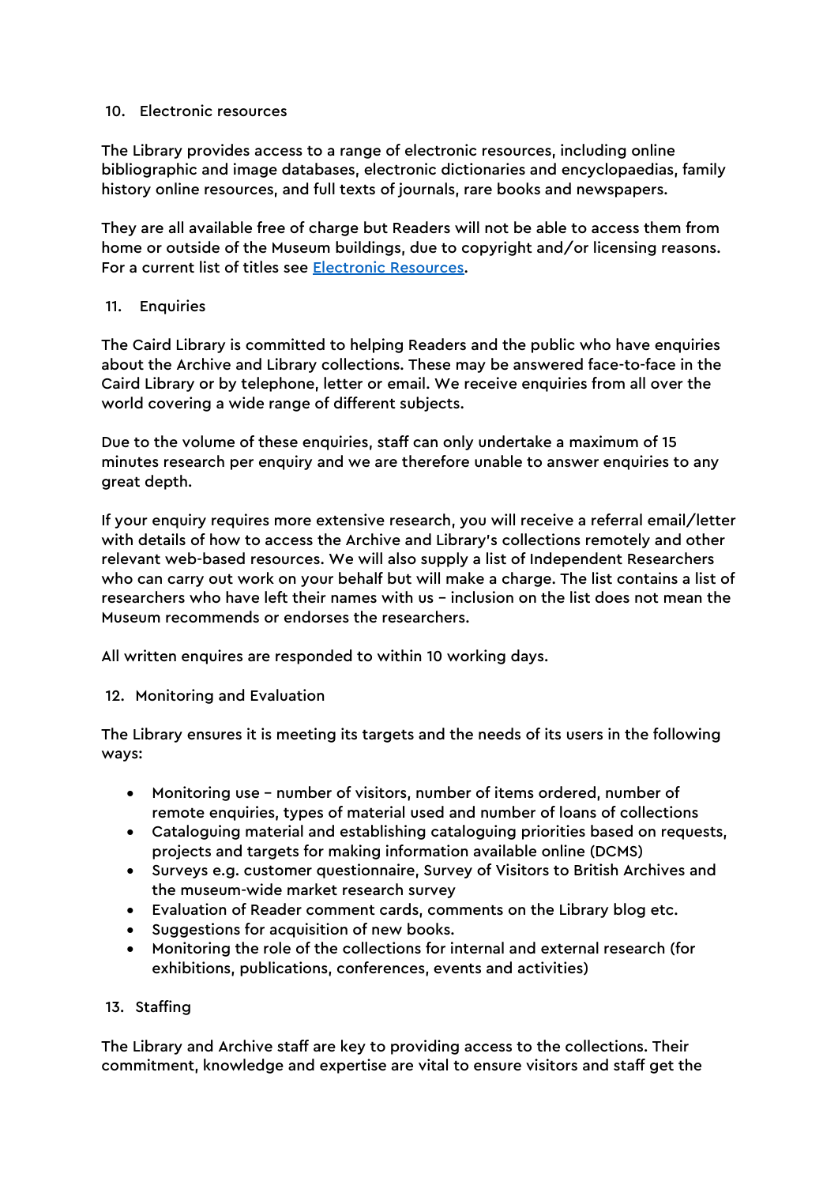## 10. Electronic resources

The Library provides access to a range of electronic resources, including online bibliographic and image databases, electronic dictionaries and encyclopaedias, family history online resources, and full texts of journals, rare books and newspapers.

They are all available free of charge but Readers will not be able to access them from home or outside of the Museum buildings, due to copyright and/or licensing reasons. For a current list of titles see [Electronic Resources](Electronic Resources).

## 11. Enquiries

The Caird Library is committed to helping Readers and the public who have enquiries about the Archive and Library collections. These may be answered face-to-face in the Caird Library or by telephone, letter or email. We receive enquiries from all over the world covering a wide range of different subjects.

Due to the volume of these enquiries, staff can only undertake a maximum of 15 minutes research per enquiry and we are therefore unable to answer enquiries to any great depth.

If your enquiry requires more extensive research, you will receive a referral email/letter with details of how to access the Archive and Library's collections remotely and other relevant web-based resources. We will also supply a list of Independent Researchers who can carry out work on your behalf but will make a charge. The list contains a list of researchers who have left their names with us – inclusion on the list does not mean the Museum recommends or endorses the researchers.

All written enquires are responded to within 10 working days.

## 12. Monitoring and Evaluation

The Library ensures it is meeting its targets and the needs of its users in the following ways:

- Monitoring use – number of visitors, number of items ordered, number of remote enquiries, types of material used and number of loans of collections
- Cataloguing material and establishing cataloguing priorities based on requests, projects and targets for making information available online (DCMS)
- Surveys e.g. customer questionnaire, Survey of Visitors to British Archives and the museum-wide market research survey
- Evaluation of Reader comment cards, comments on the Library blog etc.
- Suggestions for acquisition of new books.
- Monitoring the role of the collections for internal and external research (for exhibitions, publications, conferences, events and activities)

## 13. Staffing

The Library and Archive staff are key to providing access to the collections. Their commitment, knowledge and expertise are vital to ensure visitors and staff get the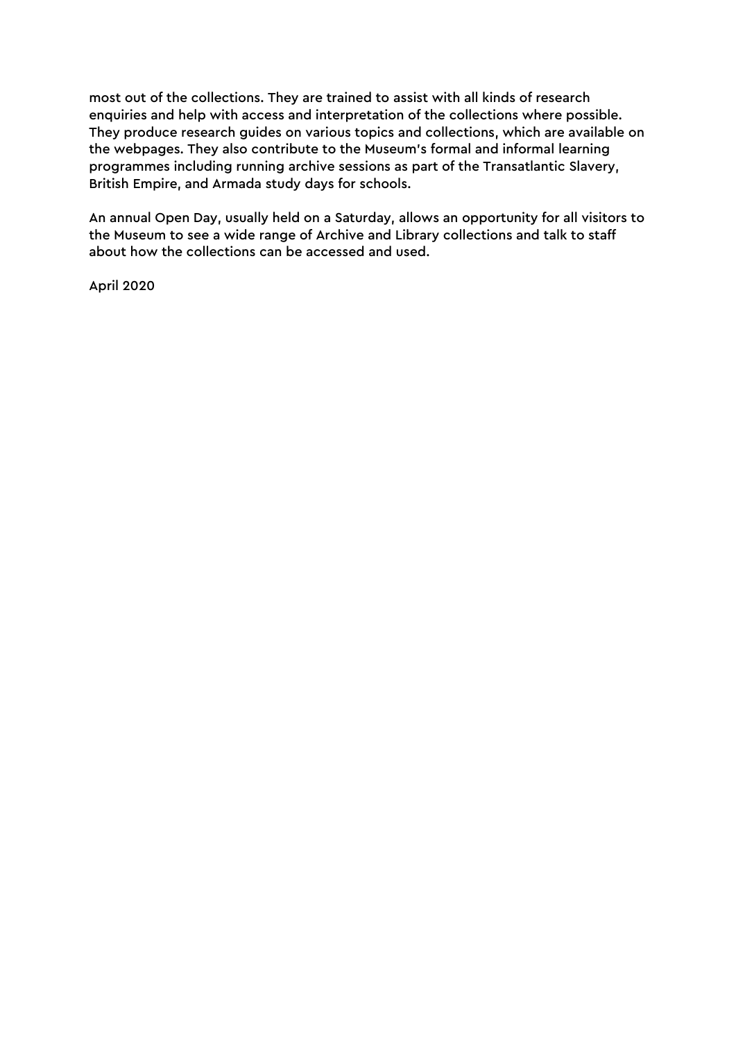most out of the collections. They are trained to assist with all kinds of research enquiries and help with access and interpretation of the collections where possible. They produce research guides on various topics and collections, which are available on the webpages. They also contribute to the Museum's formal and informal learning programmes including running archive sessions as part of the Transatlantic Slavery, British Empire, and Armada study days for schools.

An annual Open Day, usually held on a Saturday, allows an opportunity for all visitors to the Museum to see a wide range of Archive and Library collections and talk to staff about how the collections can be accessed and used.

April 2020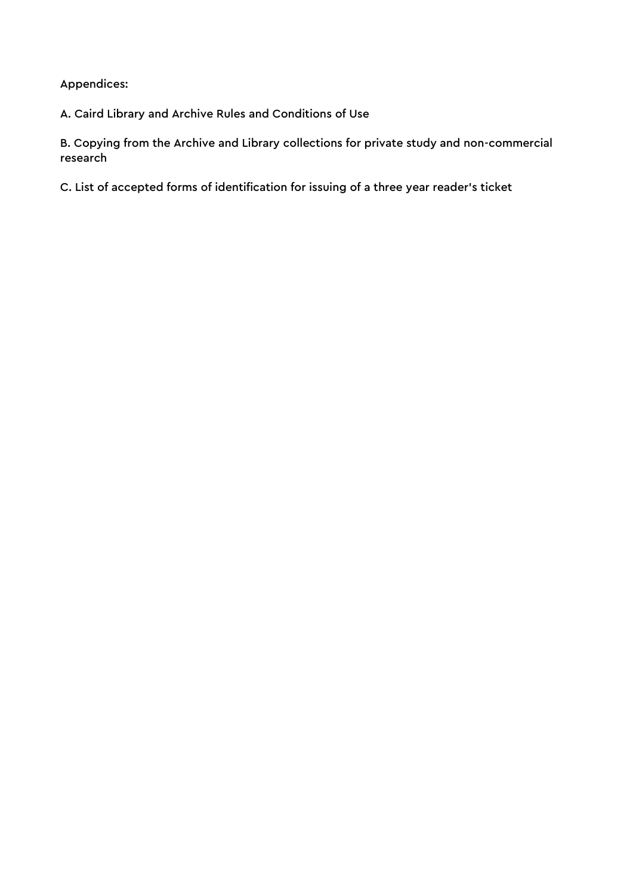Appendices:

A. Caird Library and Archive Rules and Conditions of Use

B. Copying from the Archive and Library collections for private study and non-commercial research

C. List of accepted forms of identification for issuing of a three year reader's ticket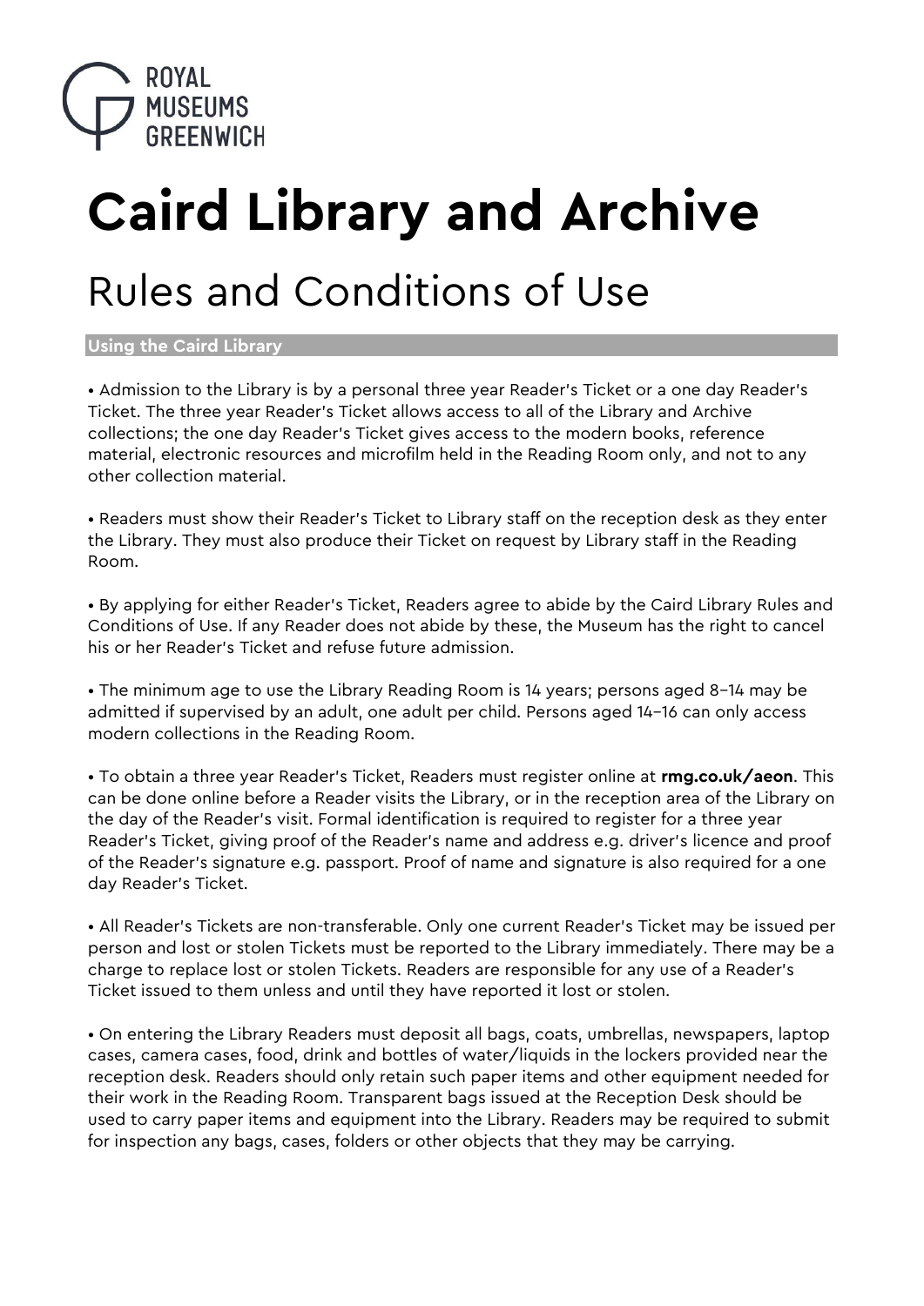ROYAL MUSEUMS GREENWICH

# Caird Library and Archive

## Rules and Conditions of Use

### Using the Caird Library

- Admission to the Library is by a personal three year Reader's Ticket or a one day Reader's Ticket. The three year Reader's Ticket allows access to all of the Library and Archive collections; the one day Reader's Ticket gives access to the modern books, reference material, electronic resources and microfilm held in the Reading Room only, and not to any other collection material.

- Readers must show their Reader's Ticket to Library staff on the reception desk as they enter the Library. They must also produce their Ticket on request by Library staff in the Reading Room.

- By applying for either Reader's Ticket, Readers agree to abide by the Caird Library Rules and Conditions of Use. If any Reader does not abide by these, the Museum has the right to cancel his or her Reader's Ticket and refuse future admission.

- The minimum age to use the Library Reading Room is 14 years; persons aged 8–14 may be admitted if supervised by an adult, one adult per child. Persons aged 14–16 can only access modern collections in the Reading Room.

- To obtain a three year Reader's Ticket, Readers must register online at **rmg.co.uk/aeon**. This can be done online before a Reader visits the Library, or in the reception area of the Library on the day of the Reader's visit. Formal identification is required to register for a three year Reader's Ticket, giving proof of the Reader's name and address e.g. driver's licence and proof of the Reader's signature e.g. passport. Proof of name and signature is also required for a one day Reader's Ticket.

- All Reader's Tickets are non-transferable. Only one current Reader's Ticket may be issued per person and lost or stolen Tickets must be reported to the Library immediately. There may be a charge to replace lost or stolen Tickets. Readers are responsible for any use of a Reader's Ticket issued to them unless and until they have reported it lost or stolen.

- On entering the Library Readers must deposit all bags, coats, umbrellas, newspapers, laptop cases, camera cases, food, drink and bottles of water/liquids in the lockers provided near the reception desk. Readers should only retain such paper items and other equipment needed for their work in the Reading Room. Transparent bags issued at the Reception Desk should be used to carry paper items and equipment into the Library. Readers may be required to submit for inspection any bags, cases, folders or other objects that they may be carrying.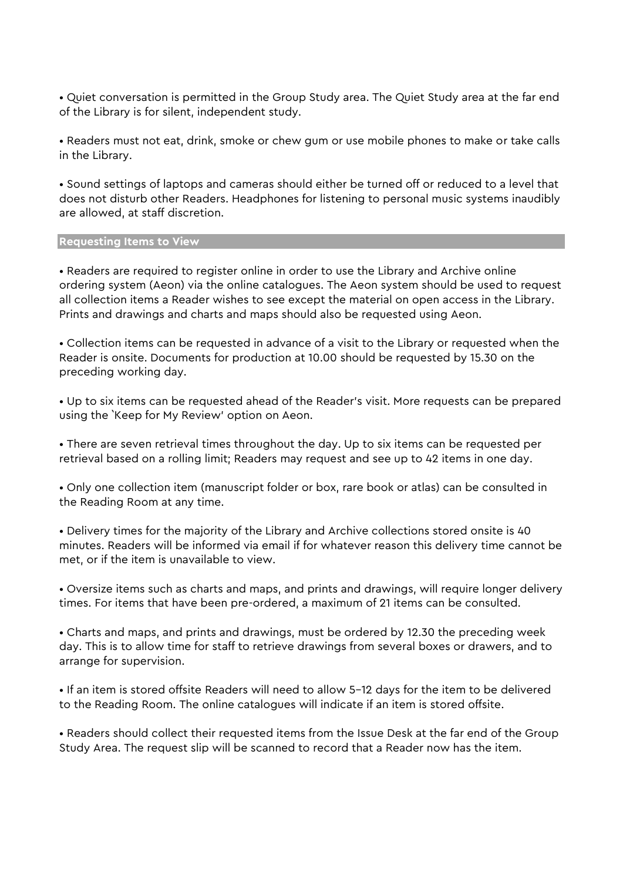- Quiet conversation is permitted in the Group Study area. The Quiet Study area at the far end of the Library is for silent, independent study.

- Readers must not eat, drink, smoke or chew gum or use mobile phones to make or take calls in the Library.

- Sound settings of laptops and cameras should either be turned off or reduced to a level that does not disturb other Readers. Headphones for listening to personal music systems inaudibly are allowed, at staff discretion.

## Requesting Items to View

- Readers are required to register online in order to use the Library and Archive online ordering system (Aeon) via the online catalogues. The Aeon system should be used to request all collection items a Reader wishes to see except the material on open access in the Library. Prints and drawings and charts and maps should also be requested using Aeon.

- Collection items can be requested in advance of a visit to the Library or requested when the Reader is onsite. Documents for production at 10.00 should be requested by 15.30 on the preceding working day.

- Up to six items can be requested ahead of the Reader's visit. More requests can be prepared using the 'Keep for My Review' option on Aeon.

- There are seven retrieval times throughout the day. Up to six items can be requested per retrieval based on a rolling limit; Readers may request and see up to 42 items in one day.

- Only one collection item (manuscript folder or box, rare book or atlas) can be consulted in the Reading Room at any time.

- Delivery times for the majority of the Library and Archive collections stored onsite is 40 minutes. Readers will be informed via email if for whatever reason this delivery time cannot be met, or if the item is unavailable to view.

- Oversize items such as charts and maps, and prints and drawings, will require longer delivery times. For items that have been pre-ordered, a maximum of 21 items can be consulted.

- Charts and maps, and prints and drawings, must be ordered by 12.30 the preceding week day. This is to allow time for staff to retrieve drawings from several boxes or drawers, and to arrange for supervision.

- If an item is stored offsite Readers will need to allow 5–12 days for the item to be delivered to the Reading Room. The online catalogues will indicate if an item is stored offsite.

- Readers should collect their requested items from the Issue Desk at the far end of the Group Study Area. The request slip will be scanned to record that a Reader now has the item.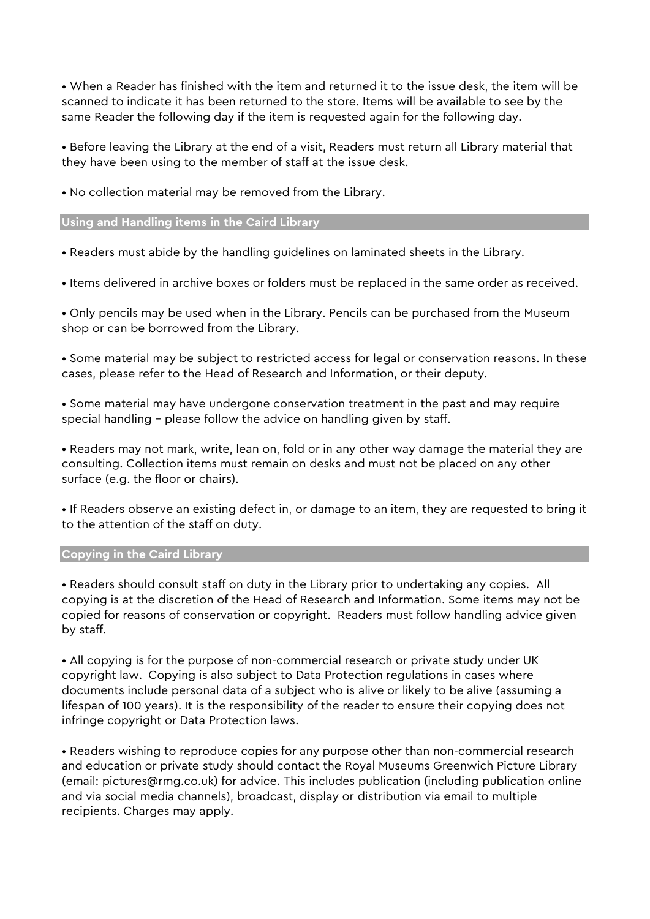- When a Reader has finished with the item and returned it to the issue desk, the item will be scanned to indicate it has been returned to the store. Items will be available to see by the same Reader the following day if the item is requested again for the following day.

- Before leaving the Library at the end of a visit, Readers must return all Library material that they have been using to the member of staff at the issue desk.

- No collection material may be removed from the Library.

## Using and Handling items in the Caird Library

- Readers must abide by the handling guidelines on laminated sheets in the Library.

- Items delivered in archive boxes or folders must be replaced in the same order as received.

- Only pencils may be used when in the Library. Pencils can be purchased from the Museum shop or can be borrowed from the Library.

- Some material may be subject to restricted access for legal or conservation reasons. In these cases, please refer to the Head of Research and Information, or their deputy.

- Some material may have undergone conservation treatment in the past and may require special handling – please follow the advice on handling given by staff.

- Readers may not mark, write, lean on, fold or in any other way damage the material they are consulting. Collection items must remain on desks and must not be placed on any other surface (e.g. the floor or chairs).

- If Readers observe an existing defect in, or damage to an item, they are requested to bring it to the attention of the staff on duty.

## Copying in the Caird Library

- Readers should consult staff on duty in the Library prior to undertaking any copies. All copying is at the discretion of the Head of Research and Information. Some items may not be copied for reasons of conservation or copyright. Readers must follow handling advice given by staff.

- All copying is for the purpose of non-commercial research or private study under UK copyright law. Copying is also subject to Data Protection regulations in cases where documents include personal data of a subject who is alive or likely to be alive (assuming a lifespan of 100 years). It is the responsibility of the reader to ensure their copying does not infringe copyright or Data Protection laws.

- Readers wishing to reproduce copies for any purpose other than non-commercial research and education or private study should contact the Royal Museums Greenwich Picture Library (email: pictures@rmg.co.uk) for advice. This includes publication (including publication online and via social media channels), broadcast, display or distribution via email to multiple recipients. Charges may apply.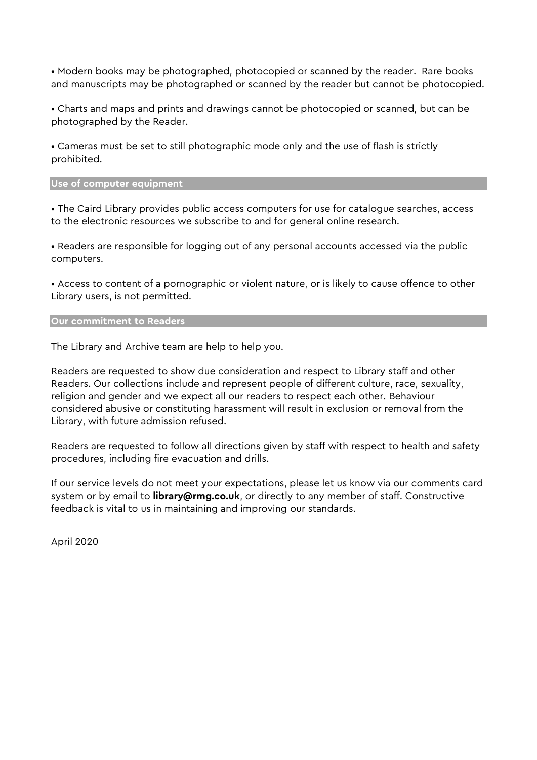• Modern books may be photographed, photocopied or scanned by the reader. Rare books and manuscripts may be photographed or scanned by the reader but cannot be photocopied.

• Charts and maps and prints and drawings cannot be photocopied or scanned, but can be photographed by the Reader.

• Cameras must be set to still photographic mode only and the use of flash is strictly prohibited.

## Use of computer equipment

• The Caird Library provides public access computers for use for catalogue searches, access to the electronic resources we subscribe to and for general online research.

• Readers are responsible for logging out of any personal accounts accessed via the public computers.

• Access to content of a pornographic or violent nature, or is likely to cause offence to other Library users, is not permitted.

## Our commitment to Readers

The Library and Archive team are help to help you.

Readers are requested to show due consideration and respect to Library staff and other Readers. Our collections include and represent people of different culture, race, sexuality, religion and gender and we expect all our readers to respect each other. Behaviour considered abusive or constituting harassment will result in exclusion or removal from the Library, with future admission refused.

Readers are requested to follow all directions given by staff with respect to health and safety procedures, including fire evacuation and drills.

If our service levels do not meet your expectations, please let us know via our comments card system or by email to **library@rmg.co.uk**, or directly to any member of staff. Constructive feedback is vital to us in maintaining and improving our standards.

April 2020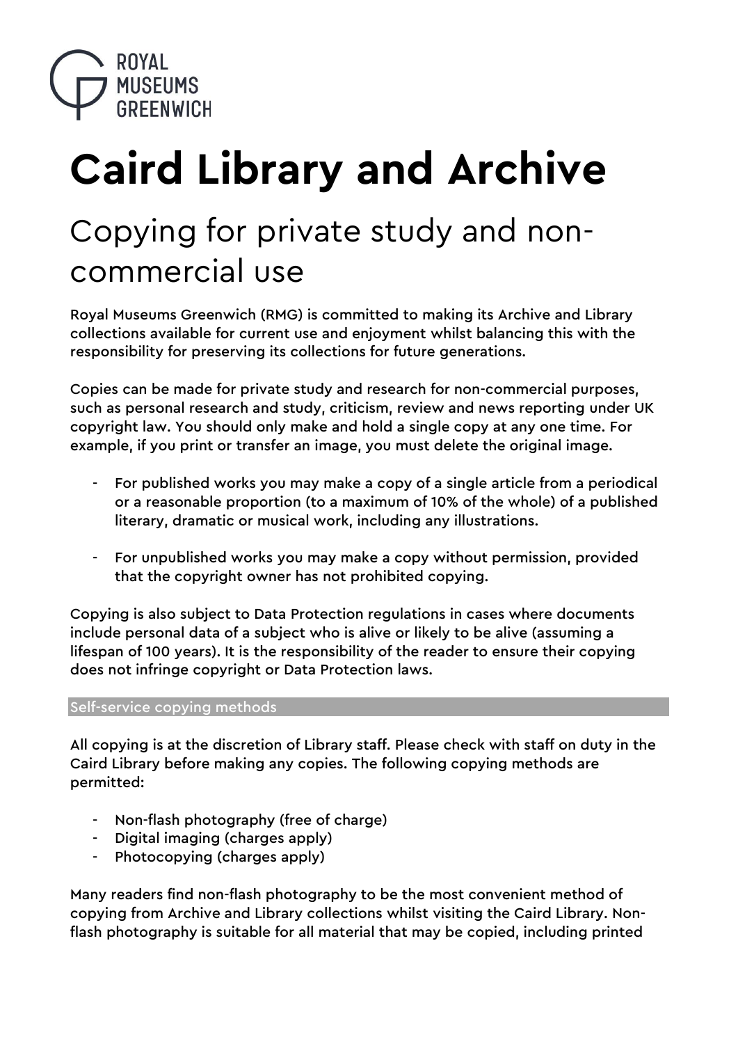ROYAL MUSEUMS GREENWICH

# Caird Library and Archive

## Copying for private study and non-commercial use

Royal Museums Greenwich (RMG) is committed to making its Archive and Library collections available for current use and enjoyment whilst balancing this with the responsibility for preserving its collections for future generations.

Copies can be made for private study and research for non-commercial purposes, such as personal research and study, criticism, review and news reporting under UK copyright law. You should only make and hold a single copy at any one time. For example, if you print or transfer an image, you must delete the original image.

- For published works you may make a copy of a single article from a periodical or a reasonable proportion (to a maximum of 10% of the whole) of a published literary, dramatic or musical work, including any illustrations.
- For unpublished works you may make a copy without permission, provided that the copyright owner has not prohibited copying.

Copying is also subject to Data Protection regulations in cases where documents include personal data of a subject who is alive or likely to be alive (assuming a lifespan of 100 years). It is the responsibility of the reader to ensure their copying does not infringe copyright or Data Protection laws.

### Self-service copying methods

All copying is at the discretion of Library staff. Please check with staff on duty in the Caird Library before making any copies. The following copying methods are permitted:

- Non-flash photography (free of charge)
- Digital imaging (charges apply)
- Photocopying (charges apply)

Many readers find non-flash photography to be the most convenient method of copying from Archive and Library collections whilst visiting the Caird Library. Non-flash photography is suitable for all material that may be copied, including printed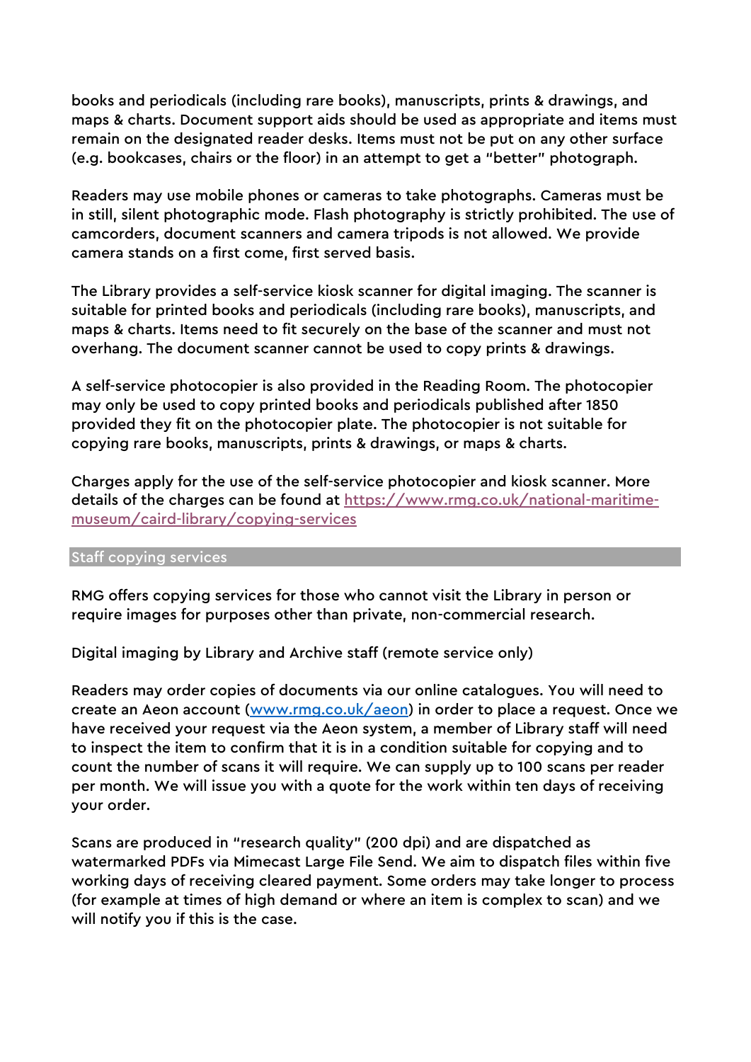books and periodicals (including rare books), manuscripts, prints & drawings, and maps & charts. Document support aids should be used as appropriate and items must remain on the designated reader desks. Items must not be put on any other surface (e.g. bookcases, chairs or the floor) in an attempt to get a "better" photograph.

Readers may use mobile phones or cameras to take photographs. Cameras must be in still, silent photographic mode. Flash photography is strictly prohibited. The use of camcorders, document scanners and camera tripods is not allowed. We provide camera stands on a first come, first served basis.

The Library provides a self-service kiosk scanner for digital imaging. The scanner is suitable for printed books and periodicals (including rare books), manuscripts, and maps & charts. Items need to fit securely on the base of the scanner and must not overhang. The document scanner cannot be used to copy prints & drawings.

A self-service photocopier is also provided in the Reading Room. The photocopier may only be used to copy printed books and periodicals published after 1850 provided they fit on the photocopier plate. The photocopier is not suitable for copying rare books, manuscripts, prints & drawings, or maps & charts.

Charges apply for the use of the self-service photocopier and kiosk scanner. More details of the charges can be found at [https://www.rmg.co.uk/national-maritime-museum/caird-library/copying-services](https://www.rmg.co.uk/national-maritime-museum/caird-library/copying-services)

## Staff copying services

RMG offers copying services for those who cannot visit the Library in person or require images for purposes other than private, non-commercial research.

Digital imaging by Library and Archive staff (remote service only)

Readers may order copies of documents via our online catalogues. You will need to create an Aeon account ([www.rmg.co.uk/aeon](www.rmg.co.uk/aeon)) in order to place a request. Once we have received your request via the Aeon system, a member of Library staff will need to inspect the item to confirm that it is in a condition suitable for copying and to count the number of scans it will require. We can supply up to 100 scans per reader per month. We will issue you with a quote for the work within ten days of receiving your order.

Scans are produced in "research quality" (200 dpi) and are dispatched as watermarked PDFs via Mimecast Large File Send. We aim to dispatch files within five working days of receiving cleared payment. Some orders may take longer to process (for example at times of high demand or where an item is complex to scan) and we will notify you if this is the case.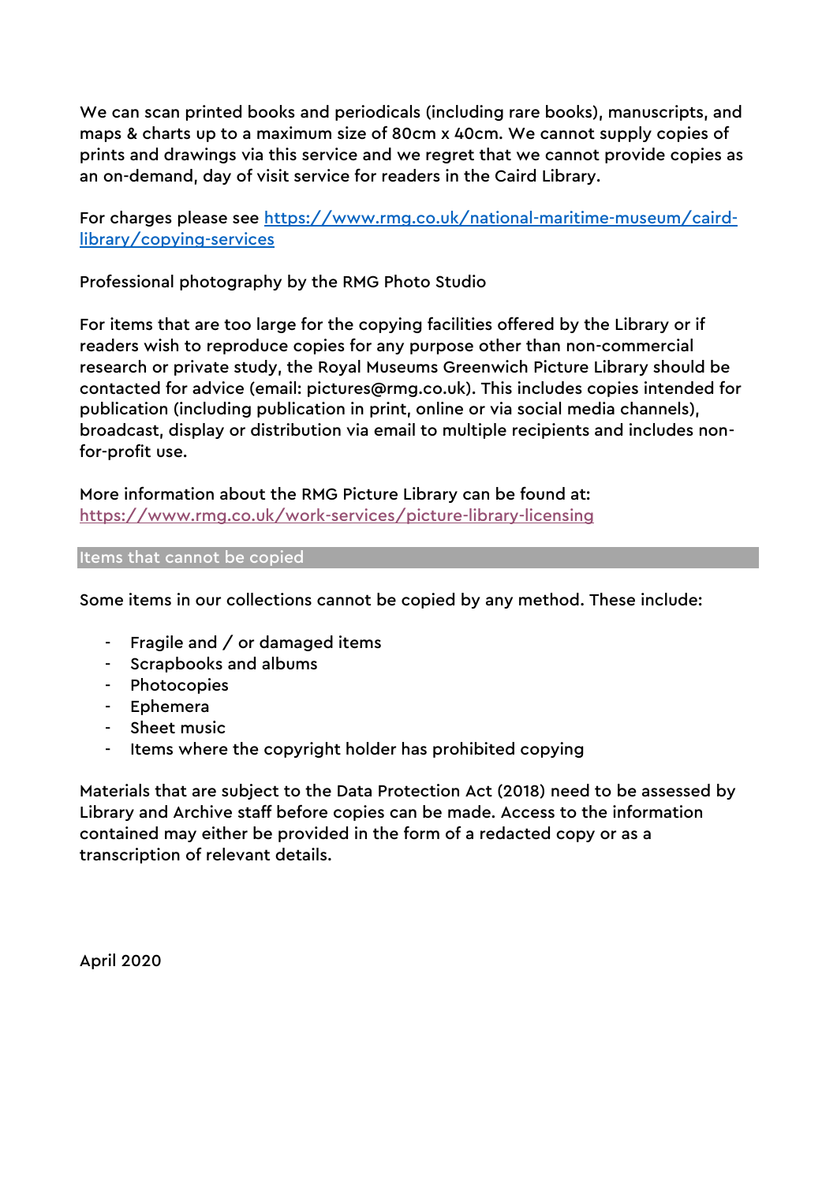We can scan printed books and periodicals (including rare books), manuscripts, and maps & charts up to a maximum size of 80cm x 40cm. We cannot supply copies of prints and drawings via this service and we regret that we cannot provide copies as an on-demand, day of visit service for readers in the Caird Library.

For charges please see [https://www.rmg.co.uk/national-maritime-museum/caird-library/copying-services](https://www.rmg.co.uk/national-maritime-museum/caird-library/copying-services)

Professional photography by the RMG Photo Studio

For items that are too large for the copying facilities offered by the Library or if readers wish to reproduce copies for any purpose other than non-commercial research or private study, the Royal Museums Greenwich Picture Library should be contacted for advice (email: pictures@rmg.co.uk). This includes copies intended for publication (including publication in print, online or via social media channels), broadcast, display or distribution via email to multiple recipients and includes non-for-profit use.

More information about the RMG Picture Library can be found at: [https://www.rmg.co.uk/work-services/picture-library-licensing](https://www.rmg.co.uk/work-services/picture-library-licensing)

## Items that cannot be copied

Some items in our collections cannot be copied by any method. These include:

- Fragile and / or damaged items
- Scrapbooks and albums
- Photocopies
- Ephemera
- Sheet music
- Items where the copyright holder has prohibited copying

Materials that are subject to the Data Protection Act (2018) need to be assessed by Library and Archive staff before copies can be made. Access to the information contained may either be provided in the form of a redacted copy or as a transcription of relevant details.

April 2020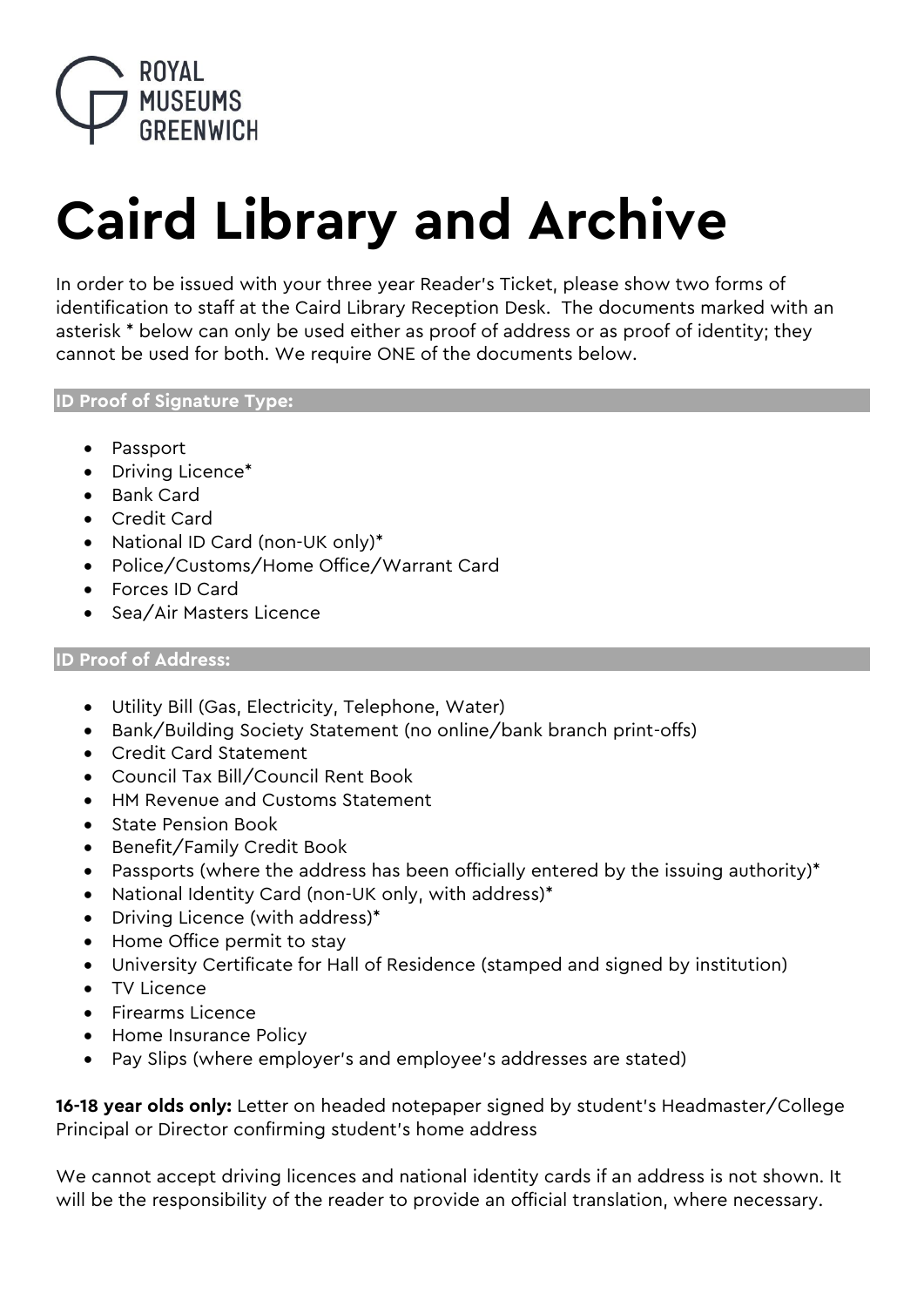ROYAL MUSEUMS GREENWICH

# Caird Library and Archive

In order to be issued with your three year Reader's Ticket, please show two forms of identification to staff at the Caird Library Reception Desk. The documents marked with an asterisk * below can only be used either as proof of address or as proof of identity; they cannot be used for both. We require ONE of the documents below.

**ID Proof of Signature Type:**

- Passport
- Driving Licence*
- Bank Card
- Credit Card
- National ID Card (non-UK only)*
- Police/Customs/Home Office/Warrant Card
- Forces ID Card
- Sea/Air Masters Licence

**ID Proof of Address:**

- Utility Bill (Gas, Electricity, Telephone, Water)
- Bank/Building Society Statement (no online/bank branch print-offs)
- Credit Card Statement
- Council Tax Bill/Council Rent Book
- HM Revenue and Customs Statement
- State Pension Book
- Benefit/Family Credit Book
- Passports (where the address has been officially entered by the issuing authority)*
- National Identity Card (non-UK only, with address)*
- Driving Licence (with address)*
- Home Office permit to stay
- University Certificate for Hall of Residence (stamped and signed by institution)
- TV Licence
- Firearms Licence
- Home Insurance Policy
- Pay Slips (where employer's and employee's addresses are stated)

**16-18 year olds only:** Letter on headed notepaper signed by student's Headmaster/College Principal or Director confirming student's home address

We cannot accept driving licences and national identity cards if an address is not shown. It will be the responsibility of the reader to provide an official translation, where necessary.